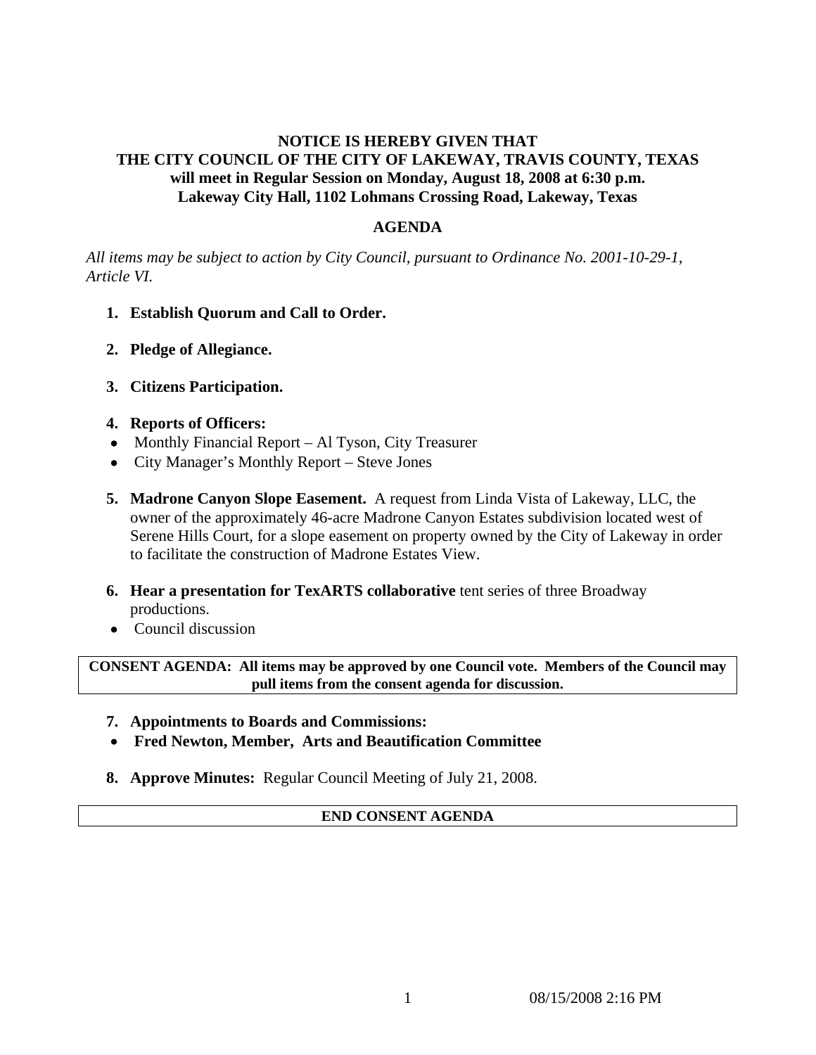**NOTICE IS HEREBY GIVEN THAT**
**THE CITY COUNCIL OF THE CITY OF LAKEWAY, TRAVIS COUNTY, TEXAS**
**will meet in Regular Session on Monday, August 18, 2008 at 6:30 p.m.**
**Lakeway City Hall, 1102 Lohmans Crossing Road, Lakeway, Texas**

## AGENDA

*All items may be subject to action by City Council, pursuant to Ordinance No. 2001-10-29-1, Article VI.*

1. **Establish Quorum and Call to Order.**

2. **Pledge of Allegiance.**

3. **Citizens Participation.**

4. **Reports of Officers:**
   - Monthly Financial Report – Al Tyson, City Treasurer
   - City Manager's Monthly Report – Steve Jones

5. **Madrone Canyon Slope Easement.** A request from Linda Vista of Lakeway, LLC, the owner of the approximately 46-acre Madrone Canyon Estates subdivision located west of Serene Hills Court, for a slope easement on property owned by the City of Lakeway in order to facilitate the construction of Madrone Estates View.

6. **Hear a presentation for TexARTS collaborative** tent series of three Broadway productions.
   - Council discussion

**CONSENT AGENDA: All items may be approved by one Council vote. Members of the Council may pull items from the consent agenda for discussion.**

7. **Appointments to Boards and Commissions:**
   - **Fred Newton, Member, Arts and Beautification Committee**

8. **Approve Minutes:** Regular Council Meeting of July 21, 2008.

**END CONSENT AGENDA**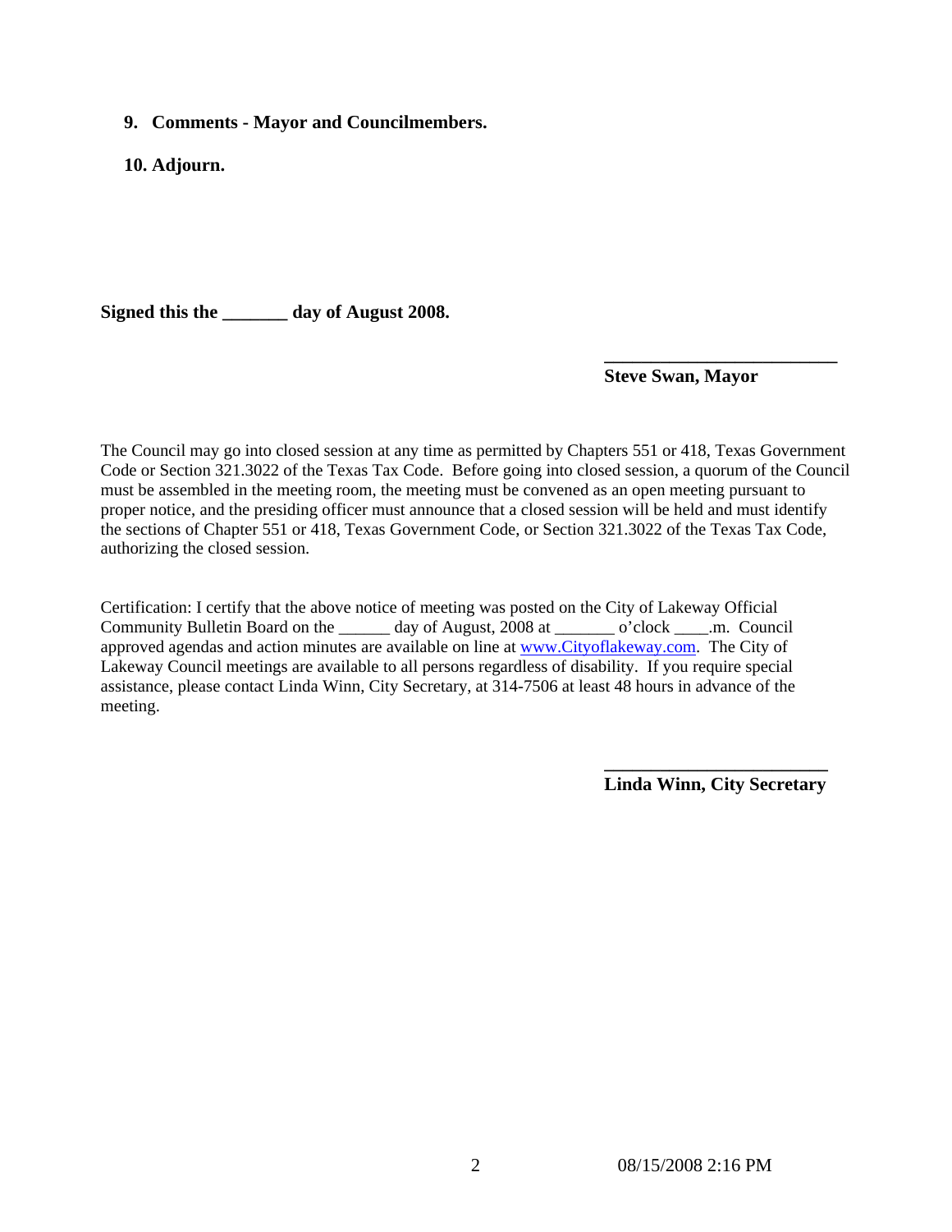9. **Comments - Mayor and Councilmembers.**

10. **Adjourn.**

**Signed this the _______ day of August 2008.**

_________________________
**Steve Swan, Mayor**

The Council may go into closed session at any time as permitted by Chapters 551 or 418, Texas Government Code or Section 321.3022 of the Texas Tax Code. Before going into closed session, a quorum of the Council must be assembled in the meeting room, the meeting must be convened as an open meeting pursuant to proper notice, and the presiding officer must announce that a closed session will be held and must identify the sections of Chapter 551 or 418, Texas Government Code, or Section 321.3022 of the Texas Tax Code, authorizing the closed session.

Certification: I certify that the above notice of meeting was posted on the City of Lakeway Official Community Bulletin Board on the ______ day of August, 2008 at _______ o'clock ____.m. Council approved agendas and action minutes are available on line at www.Cityoflakeway.com. The City of Lakeway Council meetings are available to all persons regardless of disability. If you require special assistance, please contact Linda Winn, City Secretary, at 314-7506 at least 48 hours in advance of the meeting.

_________________________
**Linda Winn, City Secretary**

08/15/2008 2:16 PM